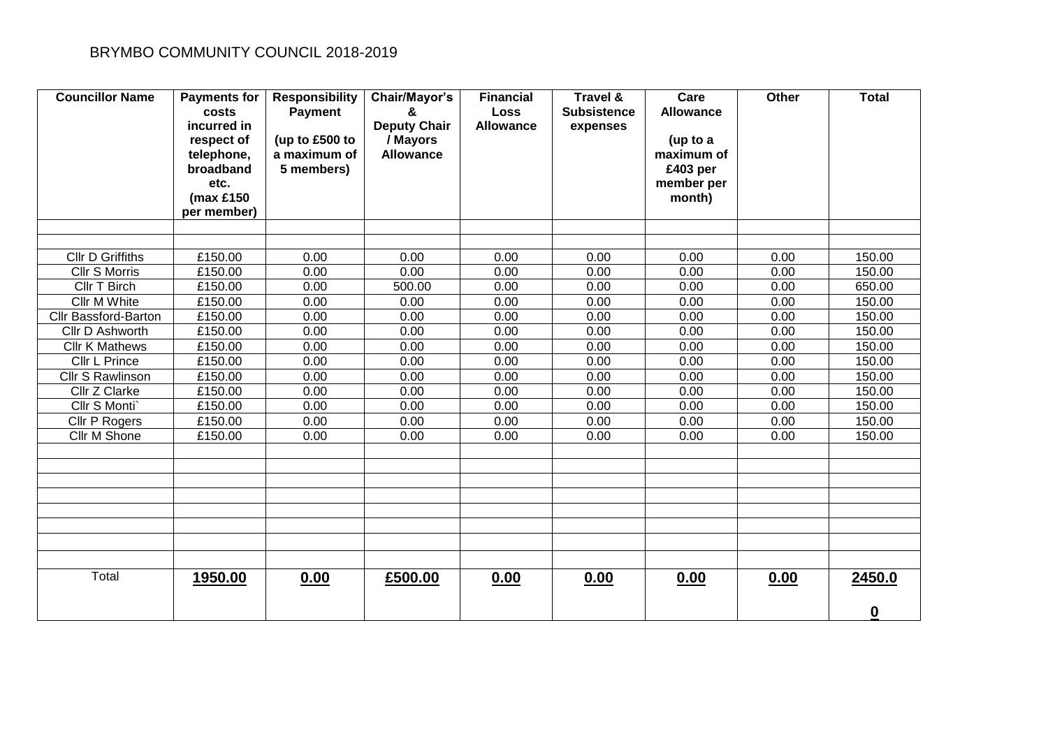# BRYMBO COMMUNITY COUNCIL 2018-2019

| Councillor Name | Payments for costs incurred in respect of telephone, broadband etc. (max £150 per member) | Responsibility Payment (up to £500 to a maximum of 5 members) | Chair/Mayor's & Deputy Chair / Mayors Allowance | Financial Loss Allowance | Travel & Subsistence expenses | Care Allowance (up to a maximum of £403 per member per month) | Other | Total |
|---|---|---|---|---|---|---|---|---|
| | | | | | | | | |
| | | | | | | | | |
| Cllr D Griffiths | £150.00 | 0.00 | 0.00 | 0.00 | 0.00 | 0.00 | 0.00 | 150.00 |
| Cllr S Morris | £150.00 | 0.00 | 0.00 | 0.00 | 0.00 | 0.00 | 0.00 | 150.00 |
| Cllr T Birch | £150.00 | 0.00 | 500.00 | 0.00 | 0.00 | 0.00 | 0.00 | 650.00 |
| Cllr M White | £150.00 | 0.00 | 0.00 | 0.00 | 0.00 | 0.00 | 0.00 | 150.00 |
| Cllr Bassford-Barton | £150.00 | 0.00 | 0.00 | 0.00 | 0.00 | 0.00 | 0.00 | 150.00 |
| Cllr D Ashworth | £150.00 | 0.00 | 0.00 | 0.00 | 0.00 | 0.00 | 0.00 | 150.00 |
| Cllr K Mathews | £150.00 | 0.00 | 0.00 | 0.00 | 0.00 | 0.00 | 0.00 | 150.00 |
| Cllr L Prince | £150.00 | 0.00 | 0.00 | 0.00 | 0.00 | 0.00 | 0.00 | 150.00 |
| Cllr S Rawlinson | £150.00 | 0.00 | 0.00 | 0.00 | 0.00 | 0.00 | 0.00 | 150.00 |
| Cllr Z Clarke | £150.00 | 0.00 | 0.00 | 0.00 | 0.00 | 0.00 | 0.00 | 150.00 |
| Cllr S Monti` | £150.00 | 0.00 | 0.00 | 0.00 | 0.00 | 0.00 | 0.00 | 150.00 |
| Cllr P Rogers | £150.00 | 0.00 | 0.00 | 0.00 | 0.00 | 0.00 | 0.00 | 150.00 |
| Cllr M Shone | £150.00 | 0.00 | 0.00 | 0.00 | 0.00 | 0.00 | 0.00 | 150.00 |
| | | | | | | | | |
| | | | | | | | | |
| | | | | | | | | |
| | | | | | | | | |
| | | | | | | | | |
| | | | | | | | | |
| | | | | | | | | |
| | | | | | | | | |
| Total | **1950.00** | **0.00** | **£500.00** | **0.00** | **0.00** | **0.00** | **0.00** | **2450.00** |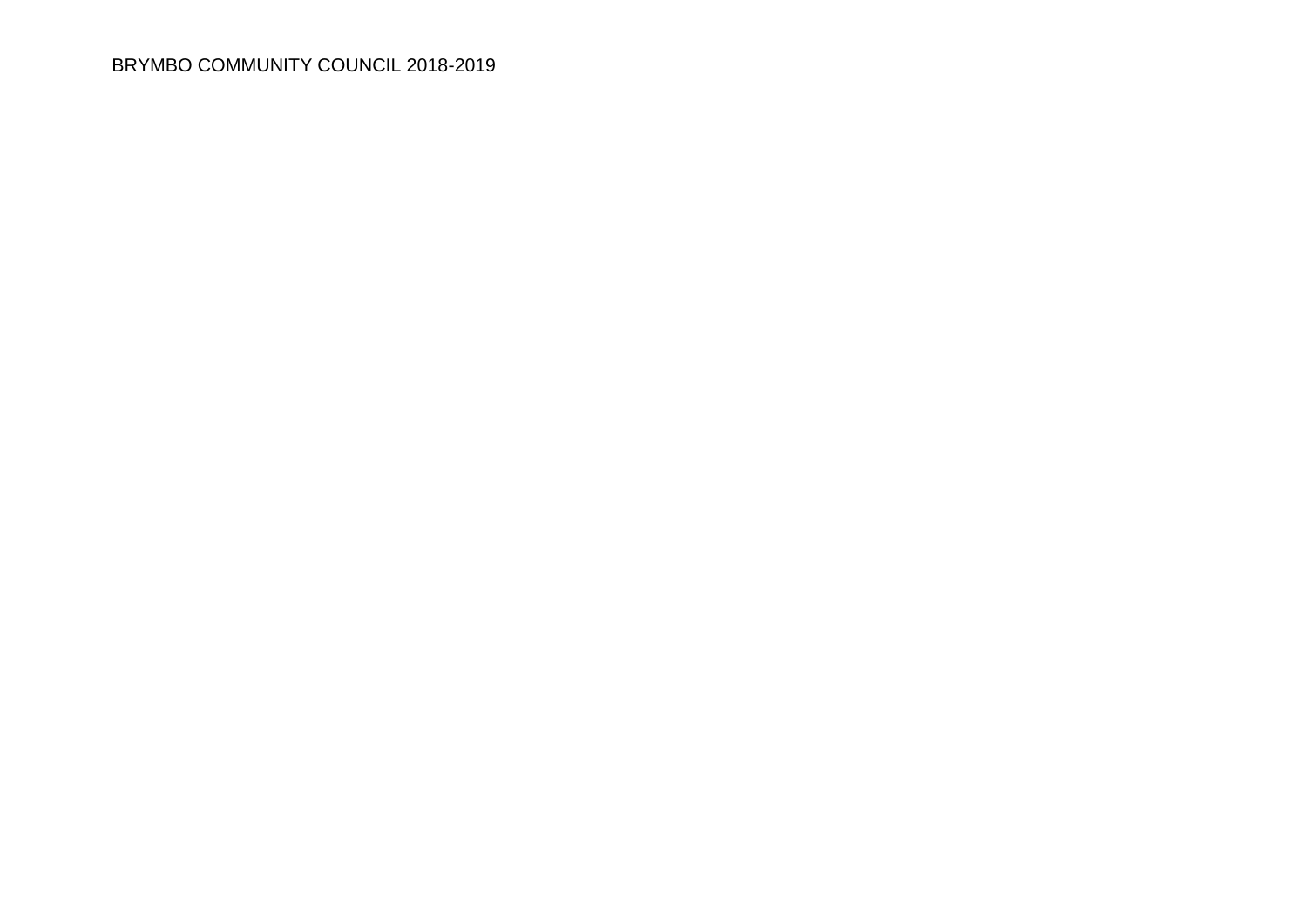BRYMBO COMMUNITY COUNCIL 2018-2019